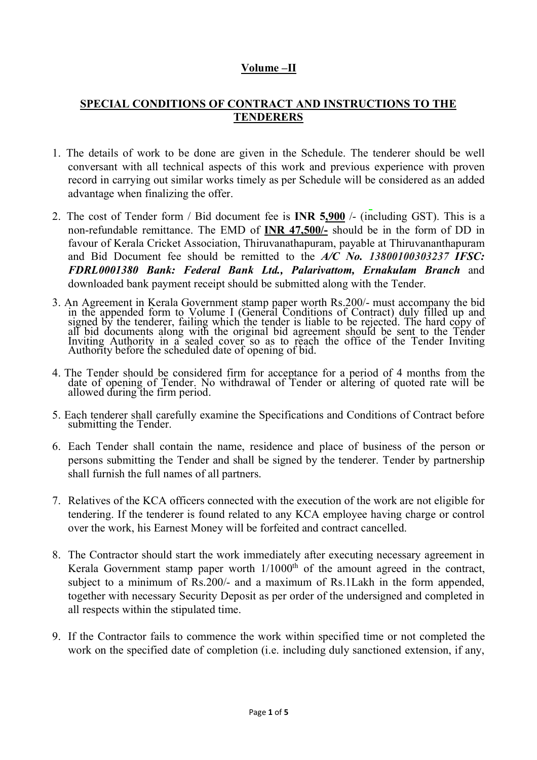## Volume –II

## SPECIAL CONDITIONS OF CONTRACT AND INSTRUCTIONS TO THE TENDERERS

1. The details of work to be done are given in the Schedule. The tenderer should be well conversant with all technical aspects of this work and previous experience with proven record in carrying out similar works timely as per Schedule will be considered as an added advantage when finalizing the offer.

2. The cost of Tender form / Bid document fee is **INR 5,900** /- (including GST). This is a non-refundable remittance. The EMD of **INR 47,500/-** should be in the form of DD in favour of Kerala Cricket Association, Thiruvananthapuram, payable at Thiruvananthapuram and Bid Document fee should be remitted to the ***A/C No. 13800100303237 IFSC: FDRL0001380 Bank: Federal Bank Ltd., Palarivattom, Ernakulam Branch*** and downloaded bank payment receipt should be submitted along with the Tender.

3. An Agreement in Kerala Government stamp paper worth Rs.200/- must accompany the bid in the appended form to Volume I (General Conditions of Contract) duly filled up and signed by the tenderer, failing which the tender is liable to be rejected. The hard copy of all bid documents along with the original bid agreement should be sent to the Tender Inviting Authority in a sealed cover so as to reach the office of the Tender Inviting Authority before the scheduled date of opening of bid.

4. The Tender should be considered firm for acceptance for a period of 4 months from the date of opening of Tender. No withdrawal of Tender or altering of quoted rate will be allowed during the firm period.

5. Each tenderer shall carefully examine the Specifications and Conditions of Contract before submitting the Tender.

6. Each Tender shall contain the name, residence and place of business of the person or persons submitting the Tender and shall be signed by the tenderer. Tender by partnership shall furnish the full names of all partners.

7. Relatives of the KCA officers connected with the execution of the work are not eligible for tendering. If the tenderer is found related to any KCA employee having charge or control over the work, his Earnest Money will be forfeited and contract cancelled.

8. The Contractor should start the work immediately after executing necessary agreement in Kerala Government stamp paper worth 1/1000th of the amount agreed in the contract, subject to a minimum of Rs.200/- and a maximum of Rs.1Lakh in the form appended, together with necessary Security Deposit as per order of the undersigned and completed in all respects within the stipulated time.

9. If the Contractor fails to commence the work within specified time or not completed the work on the specified date of completion (i.e. including duly sanctioned extension, if any,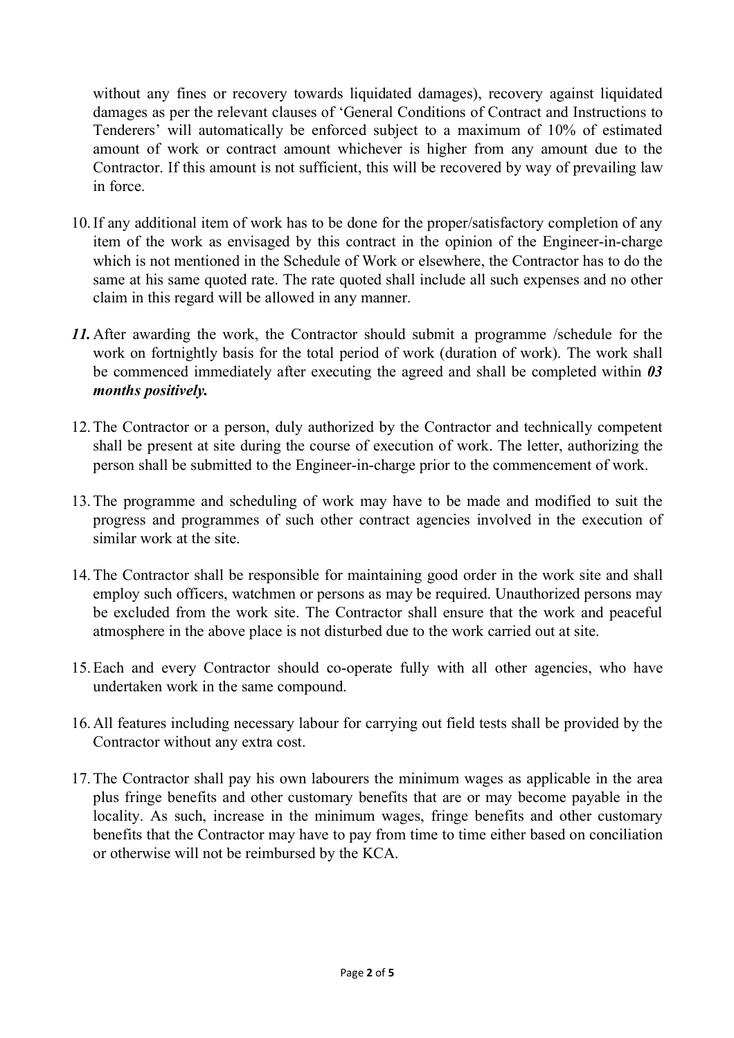without any fines or recovery towards liquidated damages), recovery against liquidated damages as per the relevant clauses of 'General Conditions of Contract and Instructions to Tenderers' will automatically be enforced subject to a maximum of 10% of estimated amount of work or contract amount whichever is higher from any amount due to the Contractor. If this amount is not sufficient, this will be recovered by way of prevailing law in force.

10. If any additional item of work has to be done for the proper/satisfactory completion of any item of the work as envisaged by this contract in the opinion of the Engineer-in-charge which is not mentioned in the Schedule of Work or elsewhere, the Contractor has to do the same at his same quoted rate. The rate quoted shall include all such expenses and no other claim in this regard will be allowed in any manner.

***11.*** After awarding the work, the Contractor should submit a programme /schedule for the work on fortnightly basis for the total period of work (duration of work). The work shall be commenced immediately after executing the agreed and shall be completed within ***03 months positively.***

12. The Contractor or a person, duly authorized by the Contractor and technically competent shall be present at site during the course of execution of work. The letter, authorizing the person shall be submitted to the Engineer-in-charge prior to the commencement of work.

13. The programme and scheduling of work may have to be made and modified to suit the progress and programmes of such other contract agencies involved in the execution of similar work at the site.

14. The Contractor shall be responsible for maintaining good order in the work site and shall employ such officers, watchmen or persons as may be required. Unauthorized persons may be excluded from the work site. The Contractor shall ensure that the work and peaceful atmosphere in the above place is not disturbed due to the work carried out at site.

15. Each and every Contractor should co-operate fully with all other agencies, who have undertaken work in the same compound.

16. All features including necessary labour for carrying out field tests shall be provided by the Contractor without any extra cost.

17. The Contractor shall pay his own labourers the minimum wages as applicable in the area plus fringe benefits and other customary benefits that are or may become payable in the locality. As such, increase in the minimum wages, fringe benefits and other customary benefits that the Contractor may have to pay from time to time either based on conciliation or otherwise will not be reimbursed by the KCA.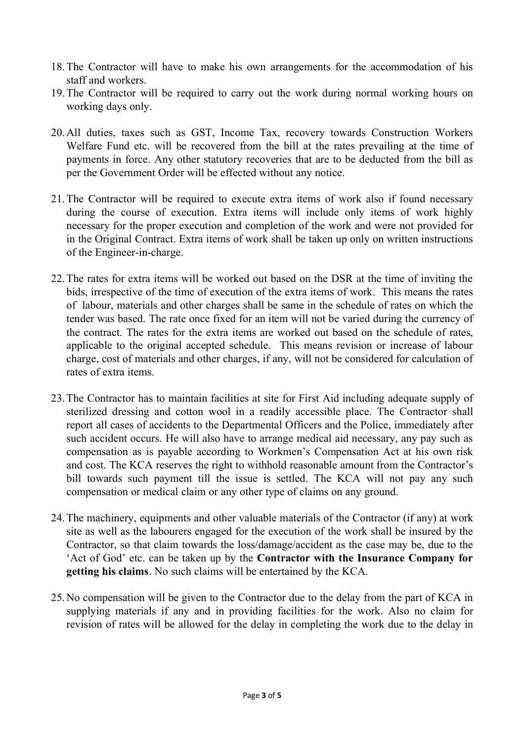18. The Contractor will have to make his own arrangements for the accommodation of his staff and workers.
19. The Contractor will be required to carry out the work during normal working hours on working days only.
20. All duties, taxes such as GST, Income Tax, recovery towards Construction Workers Welfare Fund etc. will be recovered from the bill at the rates prevailing at the time of payments in force. Any other statutory recoveries that are to be deducted from the bill as per the Government Order will be effected without any notice.
21. The Contractor will be required to execute extra items of work also if found necessary during the course of execution. Extra items will include only items of work highly necessary for the proper execution and completion of the work and were not provided for in the Original Contract. Extra items of work shall be taken up only on written instructions of the Engineer-in-charge.
22. The rates for extra items will be worked out based on the DSR at the time of inviting the bids, irrespective of the time of execution of the extra items of work. This means the rates of labour, materials and other charges shall be same in the schedule of rates on which the tender was based. The rate once fixed for an item will not be varied during the currency of the contract. The rates for the extra items are worked out based on the schedule of rates, applicable to the original accepted schedule. This means revision or increase of labour charge, cost of materials and other charges, if any, will not be considered for calculation of rates of extra items.
23. The Contractor has to maintain facilities at site for First Aid including adequate supply of sterilized dressing and cotton wool in a readily accessible place. The Contractor shall report all cases of accidents to the Departmental Officers and the Police, immediately after such accident occurs. He will also have to arrange medical aid necessary, any pay such as compensation as is payable according to Workmen's Compensation Act at his own risk and cost. The KCA reserves the right to withhold reasonable amount from the Contractor's bill towards such payment till the issue is settled. The KCA will not pay any such compensation or medical claim or any other type of claims on any ground.
24. The machinery, equipments and other valuable materials of the Contractor (if any) at work site as well as the labourers engaged for the execution of the work shall be insured by the Contractor, so that claim towards the loss/damage/accident as the case may be, due to the 'Act of God' etc. can be taken up by the **Contractor with the Insurance Company for getting his claims**. No such claims will be entertained by the KCA.
25. No compensation will be given to the Contractor due to the delay from the part of KCA in supplying materials if any and in providing facilities for the work. Also no claim for revision of rates will be allowed for the delay in completing the work due to the delay in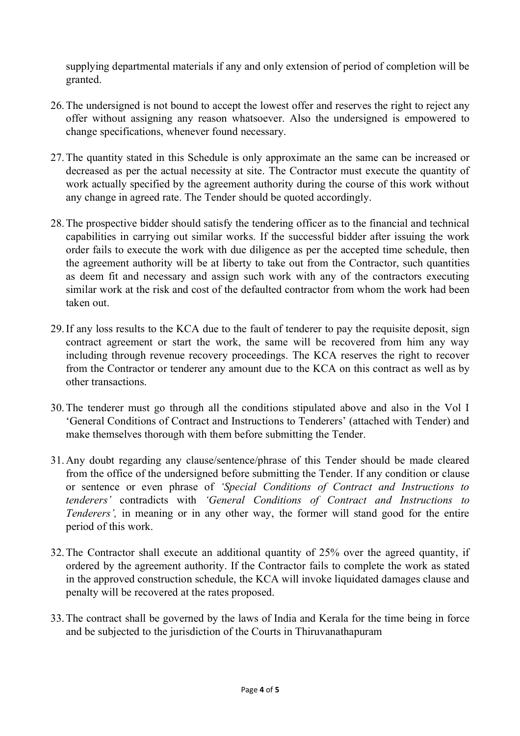supplying departmental materials if any and only extension of period of completion will be granted.

26. The undersigned is not bound to accept the lowest offer and reserves the right to reject any offer without assigning any reason whatsoever. Also the undersigned is empowered to change specifications, whenever found necessary.

27. The quantity stated in this Schedule is only approximate an the same can be increased or decreased as per the actual necessity at site. The Contractor must execute the quantity of work actually specified by the agreement authority during the course of this work without any change in agreed rate. The Tender should be quoted accordingly.

28. The prospective bidder should satisfy the tendering officer as to the financial and technical capabilities in carrying out similar works. If the successful bidder after issuing the work order fails to execute the work with due diligence as per the accepted time schedule, then the agreement authority will be at liberty to take out from the Contractor, such quantities as deem fit and necessary and assign such work with any of the contractors executing similar work at the risk and cost of the defaulted contractor from whom the work had been taken out.

29. If any loss results to the KCA due to the fault of tenderer to pay the requisite deposit, sign contract agreement or start the work, the same will be recovered from him any way including through revenue recovery proceedings. The KCA reserves the right to recover from the Contractor or tenderer any amount due to the KCA on this contract as well as by other transactions.

30. The tenderer must go through all the conditions stipulated above and also in the Vol I 'General Conditions of Contract and Instructions to Tenderers' (attached with Tender) and make themselves thorough with them before submitting the Tender.

31. Any doubt regarding any clause/sentence/phrase of this Tender should be made cleared from the office of the undersigned before submitting the Tender. If any condition or clause or sentence or even phrase of *'Special Conditions of Contract and Instructions to tenderers'* contradicts with *'General Conditions of Contract and Instructions to Tenderers',* in meaning or in any other way, the former will stand good for the entire period of this work.

32. The Contractor shall execute an additional quantity of 25% over the agreed quantity, if ordered by the agreement authority. If the Contractor fails to complete the work as stated in the approved construction schedule, the KCA will invoke liquidated damages clause and penalty will be recovered at the rates proposed.

33. The contract shall be governed by the laws of India and Kerala for the time being in force and be subjected to the jurisdiction of the Courts in Thiruvanathapuram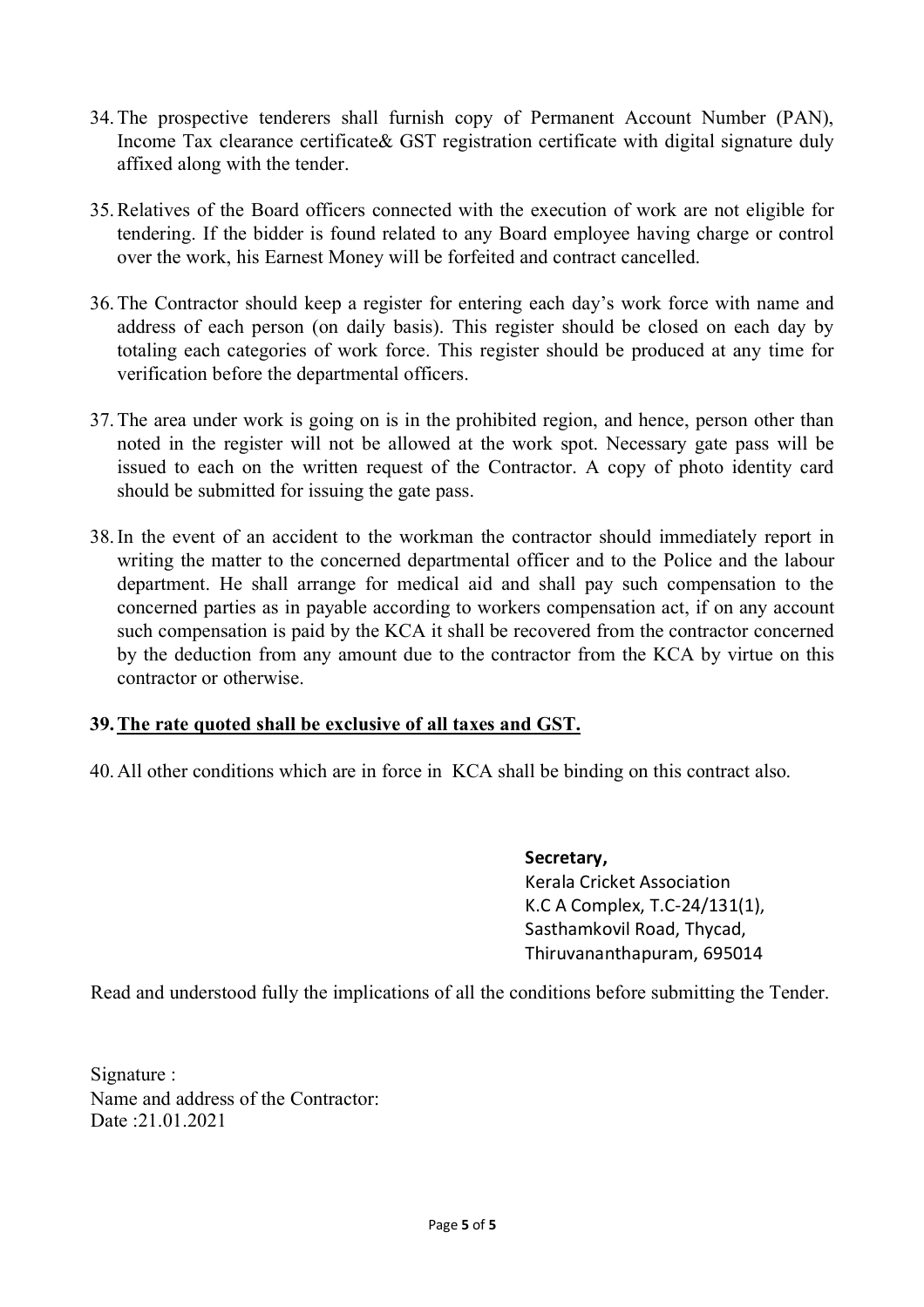34. The prospective tenderers shall furnish copy of Permanent Account Number (PAN), Income Tax clearance certificate& GST registration certificate with digital signature duly affixed along with the tender.

35. Relatives of the Board officers connected with the execution of work are not eligible for tendering. If the bidder is found related to any Board employee having charge or control over the work, his Earnest Money will be forfeited and contract cancelled.

36. The Contractor should keep a register for entering each day's work force with name and address of each person (on daily basis). This register should be closed on each day by totaling each categories of work force. This register should be produced at any time for verification before the departmental officers.

37. The area under work is going on is in the prohibited region, and hence, person other than noted in the register will not be allowed at the work spot. Necessary gate pass will be issued to each on the written request of the Contractor. A copy of photo identity card should be submitted for issuing the gate pass.

38. In the event of an accident to the workman the contractor should immediately report in writing the matter to the concerned departmental officer and to the Police and the labour department. He shall arrange for medical aid and shall pay such compensation to the concerned parties as in payable according to workers compensation act, if on any account such compensation is paid by the KCA it shall be recovered from the contractor concerned by the deduction from any amount due to the contractor from the KCA by virtue on this contractor or otherwise.

39. **<u>The rate quoted shall be exclusive of all taxes and GST.</u>**

40. All other conditions which are in force in KCA shall be binding on this contract also.

**Secretary,**
Kerala Cricket Association
K.C A Complex, T.C-24/131(1),
Sasthamkovil Road, Thycad,
Thiruvananthapuram, 695014

Read and understood fully the implications of all the conditions before submitting the Tender.

Signature :
Name and address of the Contractor:
Date :21.01.2021